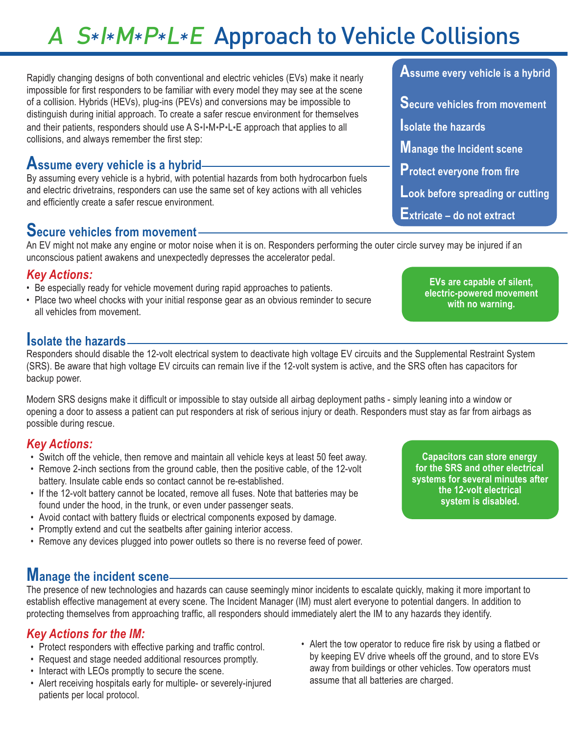# A S*I*M*P*L*E Approach to Vehicle Collisions

Rapidly changing designs of both conventional and electric vehicles (EVs) make it nearly impossible for first responders to be familiar with every model they may see at the scene of a collision. Hybrids (HEVs), plug-ins (PEVs) and conversions may be impossible to distinguish during initial approach. To create a safer rescue environment for themselves and their patients, responders should use A S*I*M*P*L*E approach that applies to all collisions, and always remember the first step:

**Assume every vehicle is a hybrid**

**Secure vehicles from movement**

**Isolate the hazards**

**Manage the Incident scene**

**Protect everyone from fire**

**Look before spreading or cutting**

**Extricate – do not extract**

## Assume every vehicle is a hybrid

By assuming every vehicle is a hybrid, with potential hazards from both hydrocarbon fuels and electric drivetrains, responders can use the same set of key actions with all vehicles and efficiently create a safer rescue environment.

## Secure vehicles from movement

An EV might not make any engine or motor noise when it is on. Responders performing the outer circle survey may be injured if an unconscious patient awakens and unexpectedly depresses the accelerator pedal.

### *Key Actions:*

- Be especially ready for vehicle movement during rapid approaches to patients.
- Place two wheel chocks with your initial response gear as an obvious reminder to secure all vehicles from movement.

**EVs are capable of silent, electric-powered movement with no warning.**

## Isolate the hazards

Responders should disable the 12-volt electrical system to deactivate high voltage EV circuits and the Supplemental Restraint System (SRS). Be aware that high voltage EV circuits can remain live if the 12-volt system is active, and the SRS often has capacitors for backup power.

Modern SRS designs make it difficult or impossible to stay outside all airbag deployment paths - simply leaning into a window or opening a door to assess a patient can put responders at risk of serious injury or death. Responders must stay as far from airbags as possible during rescue.

### *Key Actions:*

- Switch off the vehicle, then remove and maintain all vehicle keys at least 50 feet away.
- Remove 2-inch sections from the ground cable, then the positive cable, of the 12-volt battery. Insulate cable ends so contact cannot be re-established.
- If the 12-volt battery cannot be located, remove all fuses. Note that batteries may be found under the hood, in the trunk, or even under passenger seats.
- Avoid contact with battery fluids or electrical components exposed by damage.
- Promptly extend and cut the seatbelts after gaining interior access.
- Remove any devices plugged into power outlets so there is no reverse feed of power.

**Capacitors can store energy for the SRS and other electrical systems for several minutes after the 12-volt electrical system is disabled.**

## Manage the incident scene

The presence of new technologies and hazards can cause seemingly minor incidents to escalate quickly, making it more important to establish effective management at every scene. The Incident Manager (IM) must alert everyone to potential dangers. In addition to protecting themselves from approaching traffic, all responders should immediately alert the IM to any hazards they identify.

### *Key Actions for the IM:*

- Protect responders with effective parking and traffic control.
- Request and stage needed additional resources promptly.
- Interact with LEOs promptly to secure the scene.
- Alert receiving hospitals early for multiple- or severely-injured patients per local protocol.
- Alert the tow operator to reduce fire risk by using a flatbed or by keeping EV drive wheels off the ground, and to store EVs away from buildings or other vehicles. Tow operators must assume that all batteries are charged.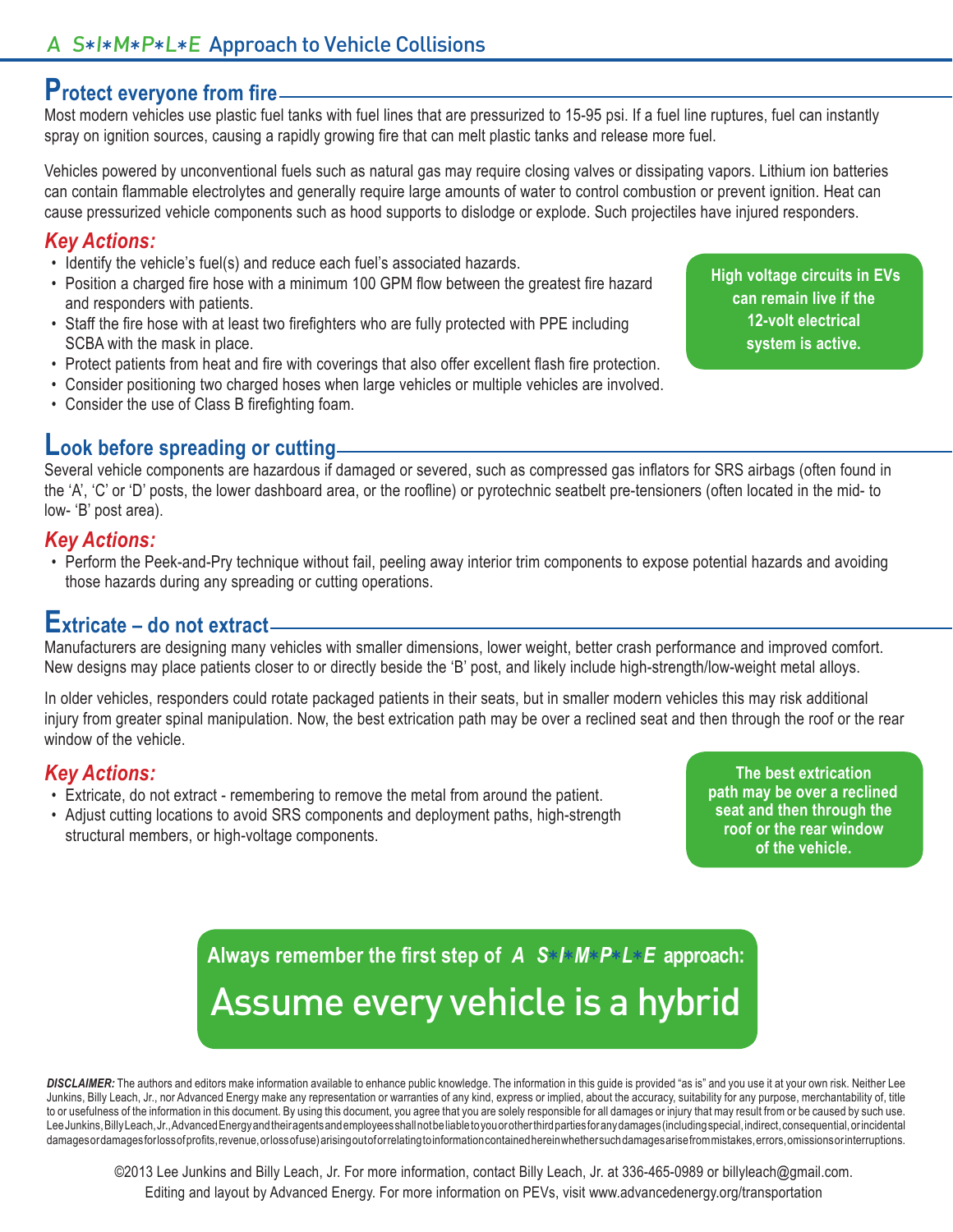## A S*I*M*P*L*E Approach to Vehicle Collisions

## Protect everyone from fire

Most modern vehicles use plastic fuel tanks with fuel lines that are pressurized to 15-95 psi. If a fuel line ruptures, fuel can instantly spray on ignition sources, causing a rapidly growing fire that can melt plastic tanks and release more fuel.

Vehicles powered by unconventional fuels such as natural gas may require closing valves or dissipating vapors. Lithium ion batteries can contain flammable electrolytes and generally require large amounts of water to control combustion or prevent ignition. Heat can cause pressurized vehicle components such as hood supports to dislodge or explode. Such projectiles have injured responders.

### *Key Actions:*

- Identify the vehicle's fuel(s) and reduce each fuel's associated hazards.
- Position a charged fire hose with a minimum 100 GPM flow between the greatest fire hazard and responders with patients.
- Staff the fire hose with at least two firefighters who are fully protected with PPE including SCBA with the mask in place.
- Protect patients from heat and fire with coverings that also offer excellent flash fire protection.
- Consider positioning two charged hoses when large vehicles or multiple vehicles are involved.
- Consider the use of Class B firefighting foam.

**High voltage circuits in EVs can remain live if the 12-volt electrical system is active.**

## Look before spreading or cutting

Several vehicle components are hazardous if damaged or severed, such as compressed gas inflators for SRS airbags (often found in the 'A', 'C' or 'D' posts, the lower dashboard area, or the roofline) or pyrotechnic seatbelt pre-tensioners (often located in the mid- to low- 'B' post area).

### *Key Actions:*

- Perform the Peek-and-Pry technique without fail, peeling away interior trim components to expose potential hazards and avoiding those hazards during any spreading or cutting operations.

## Extricate – do not extract

Manufacturers are designing many vehicles with smaller dimensions, lower weight, better crash performance and improved comfort. New designs may place patients closer to or directly beside the 'B' post, and likely include high-strength/low-weight metal alloys.

In older vehicles, responders could rotate packaged patients in their seats, but in smaller modern vehicles this may risk additional injury from greater spinal manipulation. Now, the best extrication path may be over a reclined seat and then through the roof or the rear window of the vehicle.

### *Key Actions:*

- Extricate, do not extract - remembering to remove the metal from around the patient.
- Adjust cutting locations to avoid SRS components and deployment paths, high-strength structural members, or high-voltage components.

**The best extrication path may be over a reclined seat and then through the roof or the rear window of the vehicle.**

**Always remember the first step of *A S*I*M*P*L*E* approach:**

# Assume every vehicle is a hybrid

***DISCLAIMER:*** The authors and editors make information available to enhance public knowledge. The information in this guide is provided "as is" and you use it at your own risk. Neither Lee Junkins, Billy Leach, Jr., nor Advanced Energy make any representation or warranties of any kind, express or implied, about the accuracy, suitability for any purpose, merchantability of, title to or usefulness of the information in this document. By using this document, you agree that you are solely responsible for all damages or injury that may result from or be caused by such use. Lee Junkins, Billy Leach, Jr., Advanced Energy and their agents and employees shall not be liable to you or other third parties for any damages (including special, indirect, consequential, or incidental damages or damages for loss of profits, revenue, or loss of use) arising out of or relating to information contained herein whether such damages arise from mistakes, errors, omissions or interruptions.

©2013 Lee Junkins and Billy Leach, Jr. For more information, contact Billy Leach, Jr. at 336-465-0989 or billyleach@gmail.com.
Editing and layout by Advanced Energy. For more information on PEVs, visit www.advancedenergy.org/transportation